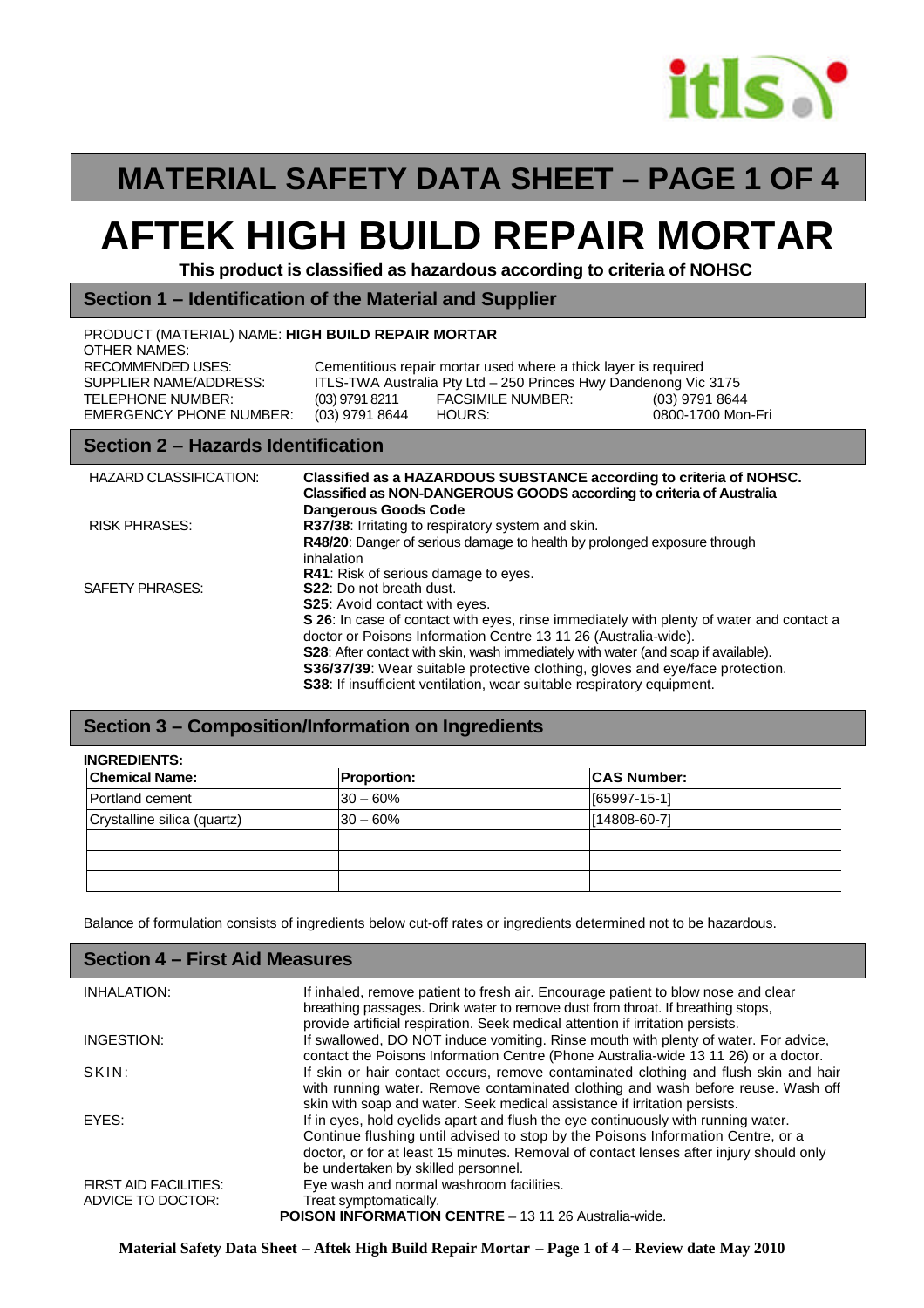# MATERIAL SAFETY DATA SHEET – PAGE 1 OF 4

# AFTEK HIGH BUILD REPAIR MORTAR

**This product is classified as hazardous according to criteria of NOHSC**

## Section 1 – Identification of the Material and Supplier

PRODUCT (MATERIAL) NAME: **HIGH BUILD REPAIR MORTAR**
OTHER NAMES:
RECOMMENDED USES: Cementitious repair mortar used where a thick layer is required
SUPPLIER NAME/ADDRESS: ITLS-TWA Australia Pty Ltd – 250 Princes Hwy Dandenong Vic 3175
TELEPHONE NUMBER: (03) 9791 8211 FACSIMILE NUMBER: (03) 9791 8644
EMERGENCY PHONE NUMBER: (03) 9791 8644 HOURS: 0800-1700 Mon-Fri

## Section 2 – Hazards Identification

HAZARD CLASSIFICATION: **Classified as a HAZARDOUS SUBSTANCE according to criteria of NOHSC. Classified as NON-DANGEROUS GOODS according to criteria of Australia Dangerous Goods Code**

RISK PHRASES:
- **R37/38**: Irritating to respiratory system and skin.
- **R48/20**: Danger of serious damage to health by prolonged exposure through inhalation
- **R41**: Risk of serious damage to eyes.

SAFETY PHRASES:
- **S22**: Do not breath dust.
- **S25**: Avoid contact with eyes.
- **S 26**: In case of contact with eyes, rinse immediately with plenty of water and contact a doctor or Poisons Information Centre 13 11 26 (Australia-wide).
- **S28**: After contact with skin, wash immediately with water (and soap if available).
- **S36/37/39**: Wear suitable protective clothing, gloves and eye/face protection.
- **S38**: If insufficient ventilation, wear suitable respiratory equipment.

## Section 3 – Composition/Information on Ingredients

**INGREDIENTS:**

| Chemical Name: | Proportion: | CAS Number: |
|---|---|---|
| Portland cement | 30 – 60% | [65997-15-1] |
| Crystalline silica (quartz) | 30 – 60% | [14808-60-7] |
| | | |
| | | |
| | | |

Balance of formulation consists of ingredients below cut-off rates or ingredients determined not to be hazardous.

## Section 4 – First Aid Measures

INHALATION: If inhaled, remove patient to fresh air. Encourage patient to blow nose and clear breathing passages. Drink water to remove dust from throat. If breathing stops, provide artificial respiration. Seek medical attention if irritation persists.

INGESTION: If swallowed, DO NOT induce vomiting. Rinse mouth with plenty of water. For advice, contact the Poisons Information Centre (Phone Australia-wide 13 11 26) or a doctor.

SKIN: If skin or hair contact occurs, remove contaminated clothing and flush skin and hair with running water. Remove contaminated clothing and wash before reuse. Wash off skin with soap and water. Seek medical assistance if irritation persists.

EYES: If in eyes, hold eyelids apart and flush the eye continuously with running water. Continue flushing until advised to stop by the Poisons Information Centre, or a doctor, or for at least 15 minutes. Removal of contact lenses after injury should only be undertaken by skilled personnel.

FIRST AID FACILITIES: Eye wash and normal washroom facilities.
ADVICE TO DOCTOR: Treat symptomatically.

**POISON INFORMATION CENTRE** – 13 11 26 Australia-wide.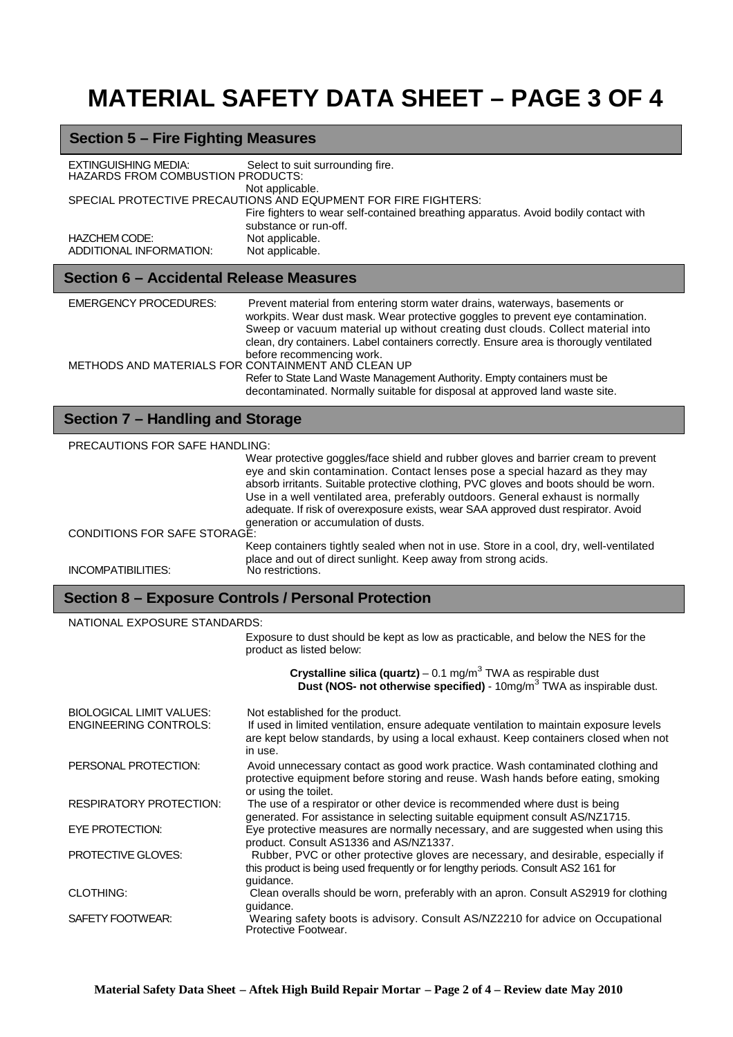# MATERIAL SAFETY DATA SHEET – PAGE 3 OF 4

## Section 5 – Fire Fighting Measures

EXTINGUISHING MEDIA: Select to suit surrounding fire.

HAZARDS FROM COMBUSTION PRODUCTS:
Not applicable.

SPECIAL PROTECTIVE PRECAUTIONS AND EQUPMENT FOR FIRE FIGHTERS:
Fire fighters to wear self-contained breathing apparatus. Avoid bodily contact with substance or run-off.

HAZCHEM CODE: Not applicable.

ADDITIONAL INFORMATION: Not applicable.

## Section 6 – Accidental Release Measures

EMERGENCY PROCEDURES: Prevent material from entering storm water drains, waterways, basements or workpits. Wear dust mask. Wear protective goggles to prevent eye contamination. Sweep or vacuum material up without creating dust clouds. Collect material into clean, dry containers. Label containers correctly. Ensure area is thorougly ventilated before recommencing work.

METHODS AND MATERIALS FOR CONTAINMENT AND CLEAN UP
Refer to State Land Waste Management Authority. Empty containers must be decontaminated. Normally suitable for disposal at approved land waste site.

## Section 7 – Handling and Storage

PRECAUTIONS FOR SAFE HANDLING:
Wear protective goggles/face shield and rubber gloves and barrier cream to prevent eye and skin contamination. Contact lenses pose a special hazard as they may absorb irritants. Suitable protective clothing, PVC gloves and boots should be worn. Use in a well ventilated area, preferably outdoors. General exhaust is normally adequate. If risk of overexposure exists, wear SAA approved dust respirator. Avoid generation or accumulation of dusts.

CONDITIONS FOR SAFE STORAGE:
Keep containers tightly sealed when not in use. Store in a cool, dry, well-ventilated place and out of direct sunlight. Keep away from strong acids.

INCOMPATIBILITIES: No restrictions.

## Section 8 – Exposure Controls / Personal Protection

NATIONAL EXPOSURE STANDARDS:
Exposure to dust should be kept as low as practicable, and below the NES for the product as listed below:

**Crystalline silica (quartz)** – 0.1 mg/m$^3$ TWA as respirable dust
**Dust (NOS- not otherwise specified)** - 10mg/m$^3$ TWA as inspirable dust.

BIOLOGICAL LIMIT VALUES: Not established for the product.

ENGINEERING CONTROLS: If used in limited ventilation, ensure adequate ventilation to maintain exposure levels are kept below standards, by using a local exhaust. Keep containers closed when not in use.

PERSONAL PROTECTION: Avoid unnecessary contact as good work practice. Wash contaminated clothing and protective equipment before storing and reuse. Wash hands before eating, smoking or using the toilet.

RESPIRATORY PROTECTION: The use of a respirator or other device is recommended where dust is being generated. For assistance in selecting suitable equipment consult AS/NZ1715.

EYE PROTECTION: Eye protective measures are normally necessary, and are suggested when using this product. Consult AS1336 and AS/NZ1337.

PROTECTIVE GLOVES: Rubber, PVC or other protective gloves are necessary, and desirable, especially if this product is being used frequently or for lengthy periods. Consult AS2 161 for guidance.

CLOTHING: Clean overalls should be worn, preferably with an apron. Consult AS2919 for clothing guidance.

SAFETY FOOTWEAR: Wearing safety boots is advisory. Consult AS/NZ2210 for advice on Occupational Protective Footwear.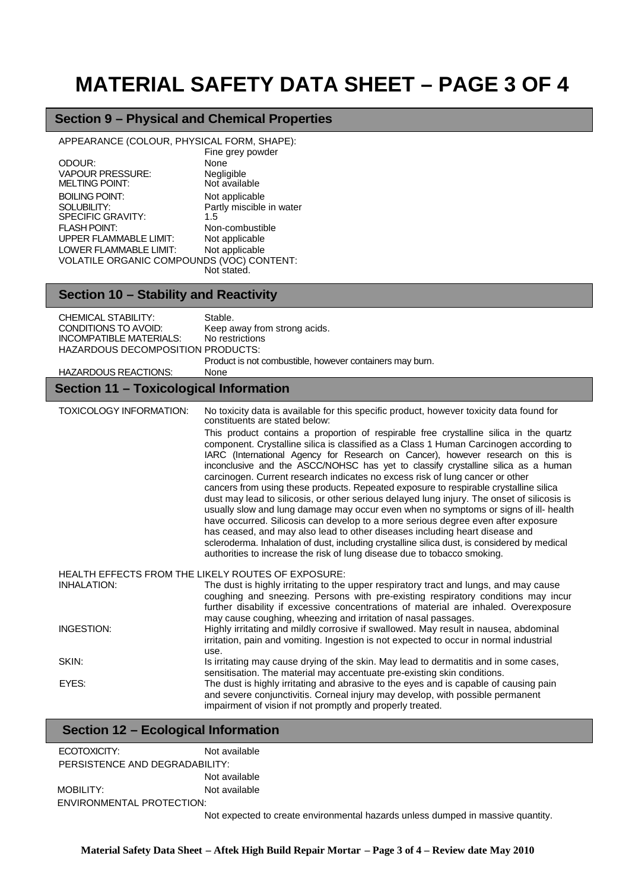# MATERIAL SAFETY DATA SHEET – PAGE 3 OF 4

## Section 9 – Physical and Chemical Properties

APPEARANCE (COLOUR, PHYSICAL FORM, SHAPE): Fine grey powder
ODOUR: None
VAPOUR PRESSURE: Negligible
MELTING POINT: Not available
BOILING POINT: Not applicable
SOLUBILITY: Partly miscible in water
SPECIFIC GRAVITY: 1.5
FLASH POINT: Non-combustible
UPPER FLAMMABLE LIMIT: Not applicable
LOWER FLAMMABLE LIMIT: Not applicable
VOLATILE ORGANIC COMPOUNDS (VOC) CONTENT: Not stated.

## Section 10 – Stability and Reactivity

CHEMICAL STABILITY: Stable.
CONDITIONS TO AVOID: Keep away from strong acids.
INCOMPATIBLE MATERIALS: No restrictions
HAZARDOUS DECOMPOSITION PRODUCTS: Product is not combustible, however containers may burn.
HAZARDOUS REACTIONS: None

## Section 11 – Toxicological Information

TOXICOLOGY INFORMATION: No toxicity data is available for this specific product, however toxicity data found for constituents are stated below:

This product contains a proportion of respirable free crystalline silica in the quartz component. Crystalline silica is classified as a Class 1 Human Carcinogen according to IARC (International Agency for Research on Cancer), however research on this is inconclusive and the ASCC/NOHSC has yet to classify crystalline silica as a human carcinogen. Current research indicates no excess risk of lung cancer or other cancers from using these products. Repeated exposure to respirable crystalline silica dust may lead to silicosis, or other serious delayed lung injury. The onset of silicosis is usually slow and lung damage may occur even when no symptoms or signs of ill- health have occurred. Silicosis can develop to a more serious degree even after exposure has ceased, and may also lead to other diseases including heart disease and scleroderma. Inhalation of dust, including crystalline silica dust, is considered by medical authorities to increase the risk of lung disease due to tobacco smoking.

HEALTH EFFECTS FROM THE LIKELY ROUTES OF EXPOSURE:

INHALATION: The dust is highly irritating to the upper respiratory tract and lungs, and may cause coughing and sneezing. Persons with pre-existing respiratory conditions may incur further disability if excessive concentrations of material are inhaled. Overexposure may cause coughing, wheezing and irritation of nasal passages.

INGESTION: Highly irritating and mildly corrosive if swallowed. May result in nausea, abdominal irritation, pain and vomiting. Ingestion is not expected to occur in normal industrial use.

SKIN: Is irritating may cause drying of the skin. May lead to dermatitis and in some cases, sensitisation. The material may accentuate pre-existing skin conditions.

EYES: The dust is highly irritating and abrasive to the eyes and is capable of causing pain and severe conjunctivitis. Corneal injury may develop, with possible permanent impairment of vision if not promptly and properly treated.

## Section 12 – Ecological Information

ECOTOXICITY: Not available
PERSISTENCE AND DEGRADABILITY: Not available
MOBILITY: Not available
ENVIRONMENTAL PROTECTION: Not expected to create environmental hazards unless dumped in massive quantity.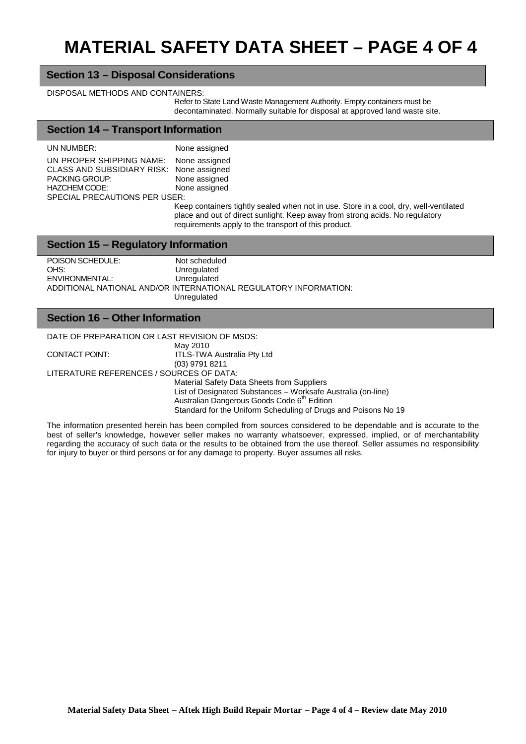# MATERIAL SAFETY DATA SHEET – PAGE 4 OF 4

## Section 13 – Disposal Considerations

DISPOSAL METHODS AND CONTAINERS:
Refer to State Land Waste Management Authority. Empty containers must be decontaminated. Normally suitable for disposal at approved land waste site.

## Section 14 – Transport Information

UN NUMBER: None assigned

UN PROPER SHIPPING NAME: None assigned
CLASS AND SUBSIDIARY RISK: None assigned
PACKING GROUP: None assigned
HAZCHEM CODE: None assigned
SPECIAL PRECAUTIONS PER USER:
Keep containers tightly sealed when not in use. Store in a cool, dry, well-ventilated place and out of direct sunlight. Keep away from strong acids. No regulatory requirements apply to the transport of this product.

## Section 15 – Regulatory Information

POISON SCHEDULE: Not scheduled
OHS: Unregulated
ENVIRONMENTAL: Unregulated
ADDITIONAL NATIONAL AND/OR INTERNATIONAL REGULATORY INFORMATION:
Unregulated

## Section 16 – Other Information

DATE OF PREPARATION OR LAST REVISION OF MSDS:
May 2010
CONTACT POINT: ITLS-TWA Australia Pty Ltd
(03) 9791 8211
LITERATURE REFERENCES / SOURCES OF DATA:
Material Safety Data Sheets from Suppliers
List of Designated Substances – Worksafe Australia (on-line)
Australian Dangerous Goods Code 6th Edition
Standard for the Uniform Scheduling of Drugs and Poisons No 19

The information presented herein has been compiled from sources considered to be dependable and is accurate to the best of seller's knowledge, however seller makes no warranty whatsoever, expressed, implied, or of merchantability regarding the accuracy of such data or the results to be obtained from the use thereof. Seller assumes no responsibility for injury to buyer or third persons or for any damage to property. Buyer assumes all risks.